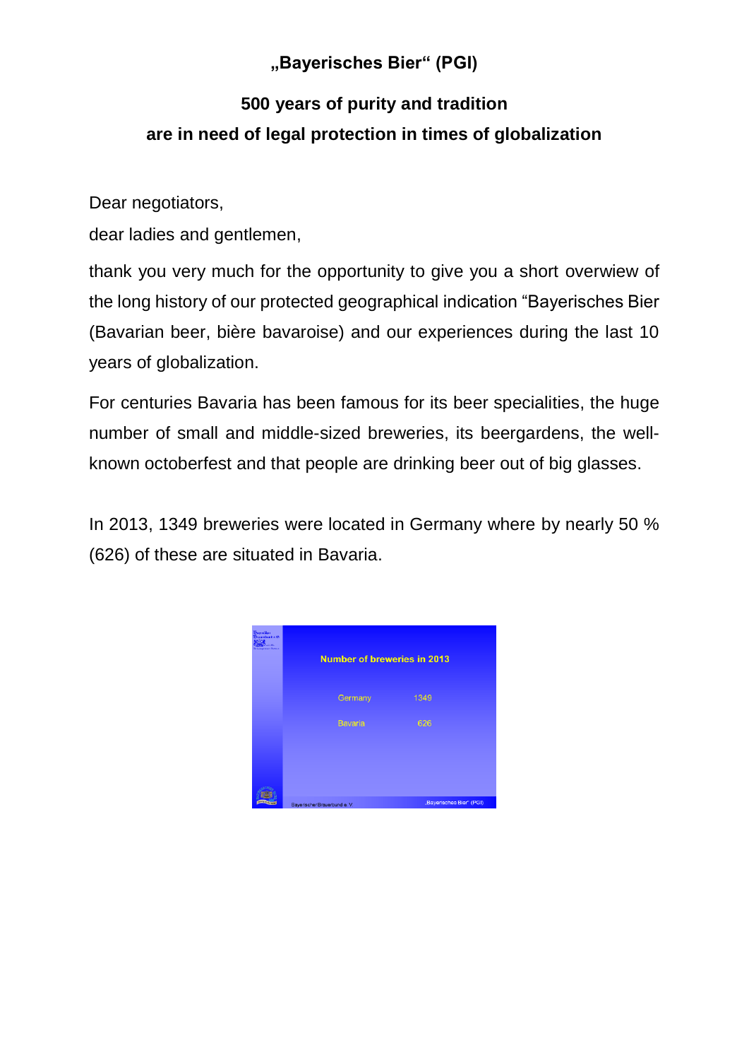# „Bayerisches Bier“ (PGI)

## 500 years of purity and tradition are in need of legal protection in times of globalization

Dear negotiators,

dear ladies and gentlemen,

thank you very much for the opportunity to give you a short overwiew of the long history of our protected geographical indication “Bayerisches Bier (Bavarian beer, bière bavaroise) and our experiences during the last 10 years of globalization.

For centuries Bavaria has been famous for its beer specialities, the huge number of small and middle-sized breweries, its beergardens, the well-known octoberfest and that people are drinking beer out of big glasses.

In 2013, 1349 breweries were located in Germany where by nearly 50 % (626) of these are situated in Bavaria.

**Number of breweries in 2013**

| | |
|---|---|
| Germany | 1349 |
| Bavaria | 626 |

Bayerischer Brauerbund e. V. „Bayerisches Bier“ (PGI)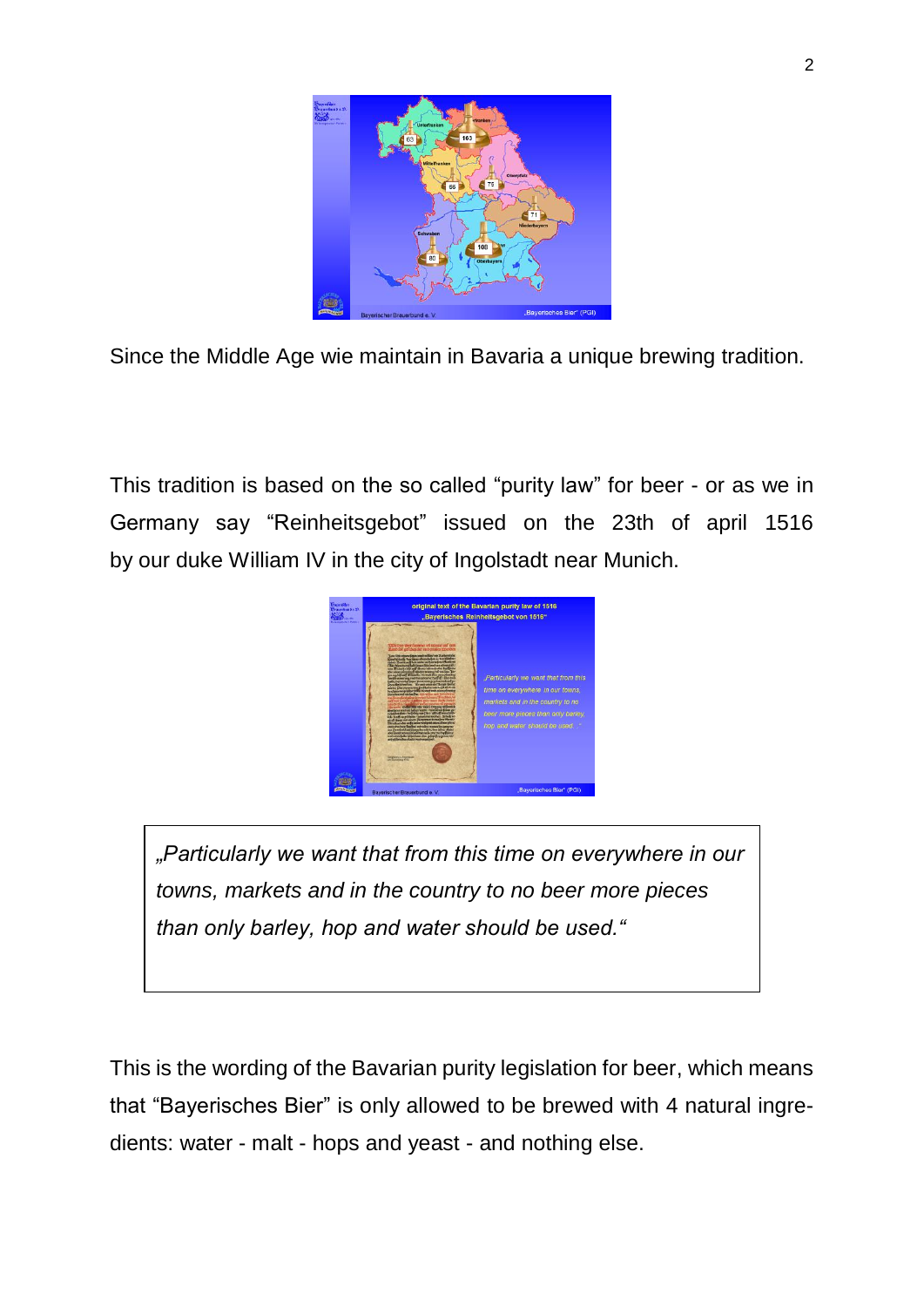Since the Middle Age wie maintain in Bavaria a unique brewing tradition.

This tradition is based on the so called “purity law” for beer - or as we in Germany say “Reinheitsgebot” issued on the 23th of april 1516 by our duke William IV in the city of Ingolstadt near Munich.

> *„Particularly we want that from this time on everywhere in our towns, markets and in the country to no beer more pieces than only barley, hop and water should be used.“*

This is the wording of the Bavarian purity legislation for beer, which means that “Bayerisches Bier” is only allowed to be brewed with 4 natural ingredients: water - malt - hops and yeast - and nothing else.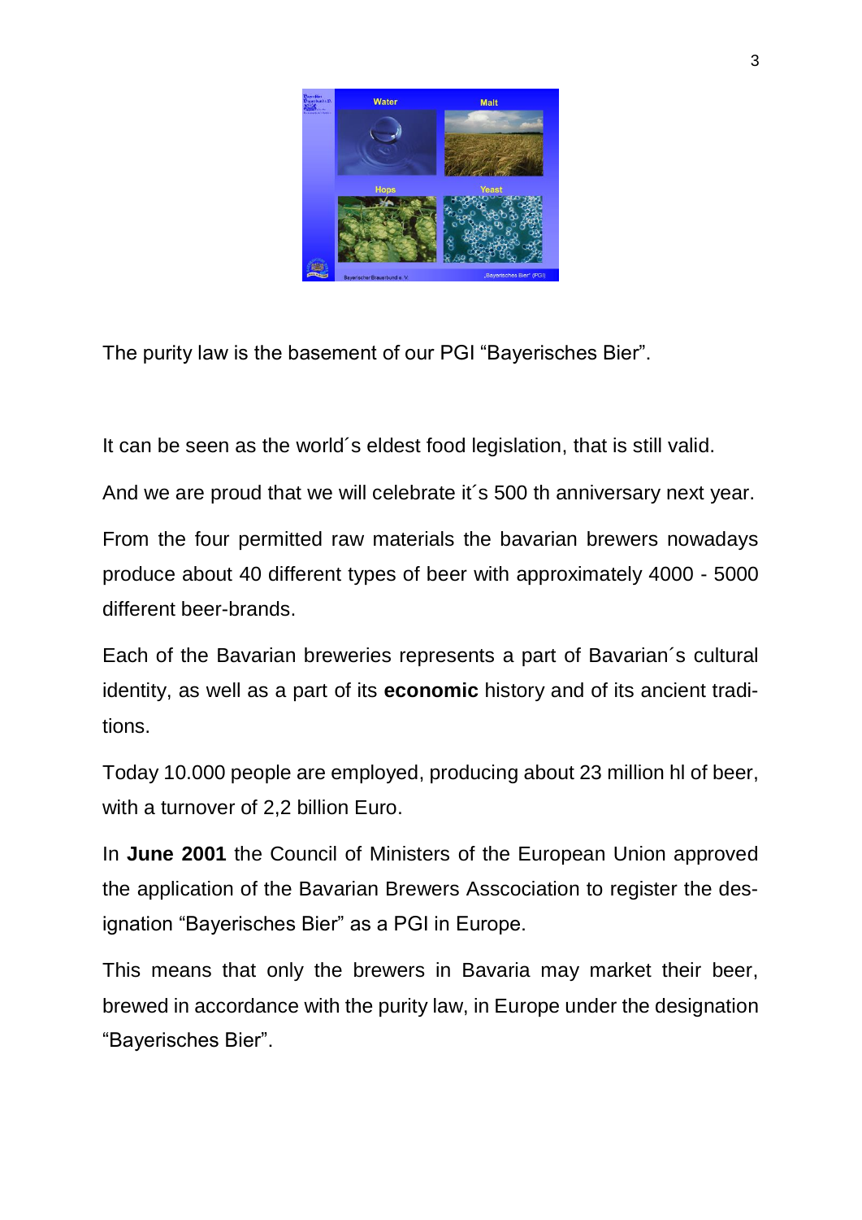The purity law is the basement of our PGI “Bayerisches Bier”.

It can be seen as the world´s eldest food legislation, that is still valid.

And we are proud that we will celebrate it´s 500 th anniversary next year.

From the four permitted raw materials the bavarian brewers nowadays produce about 40 different types of beer with approximately 4000 - 5000 different beer-brands.

Each of the Bavarian breweries represents a part of Bavarian´s cultural identity, as well as a part of its **economic** history and of its ancient traditions.

Today 10.000 people are employed, producing about 23 million hl of beer, with a turnover of 2,2 billion Euro.

In **June 2001** the Council of Ministers of the European Union approved the application of the Bavarian Brewers Asscociation to register the designation “Bayerisches Bier” as a PGI in Europe.

This means that only the brewers in Bavaria may market their beer, brewed in accordance with the purity law, in Europe under the designation “Bayerisches Bier”.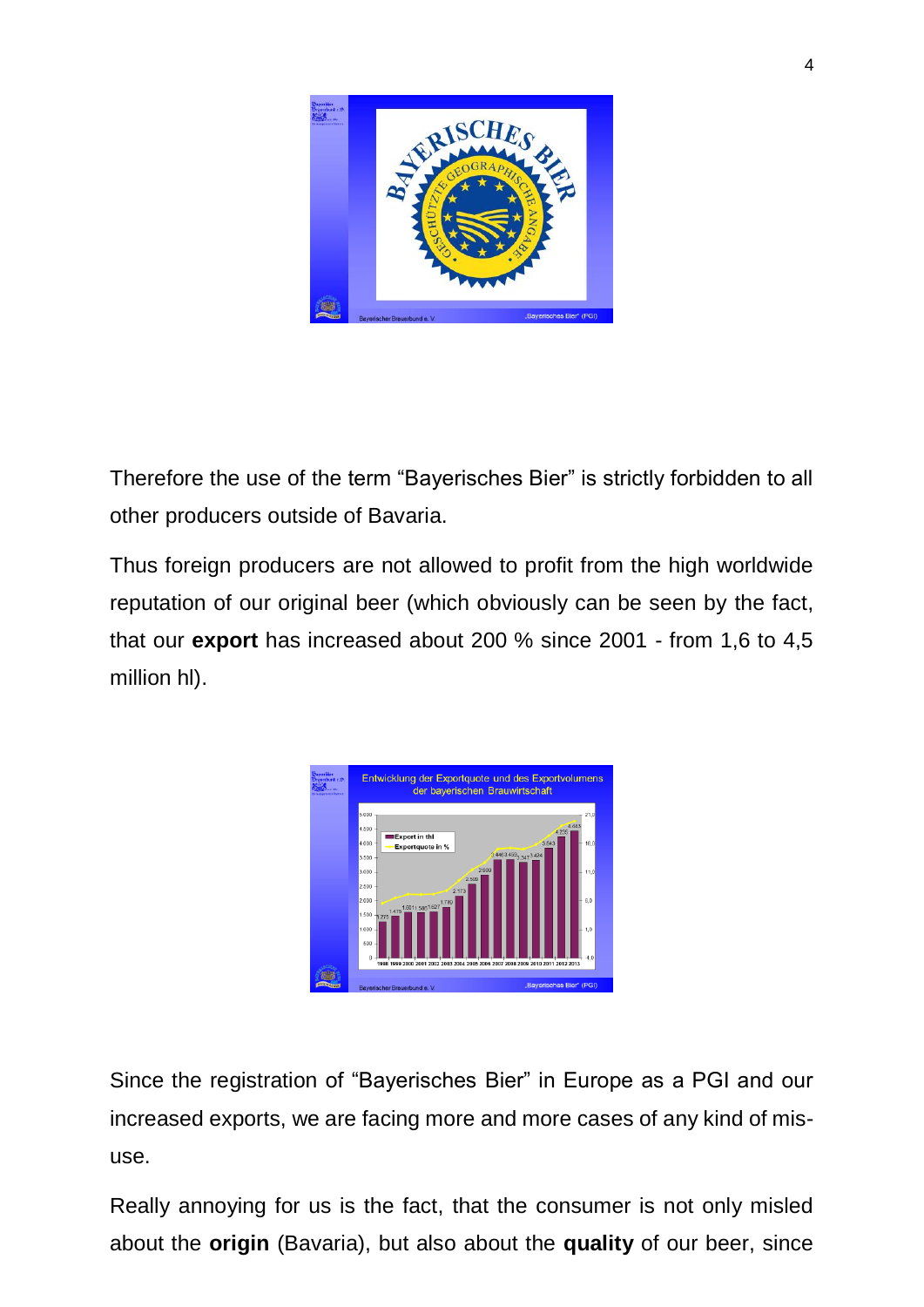Therefore the use of the term “Bayerisches Bier” is strictly forbidden to all other producers outside of Bavaria.

Thus foreign producers are not allowed to profit from the high worldwide reputation of our original beer (which obviously can be seen by the fact, that our **export** has increased about 200 % since 2001 - from 1,6 to 4,5 million hl).

Since the registration of “Bayerisches Bier” in Europe as a PGI and our increased exports, we are facing more and more cases of any kind of mis-use.

Really annoying for us is the fact, that the consumer is not only misled about the **origin** (Bavaria), but also about the **quality** of our beer, since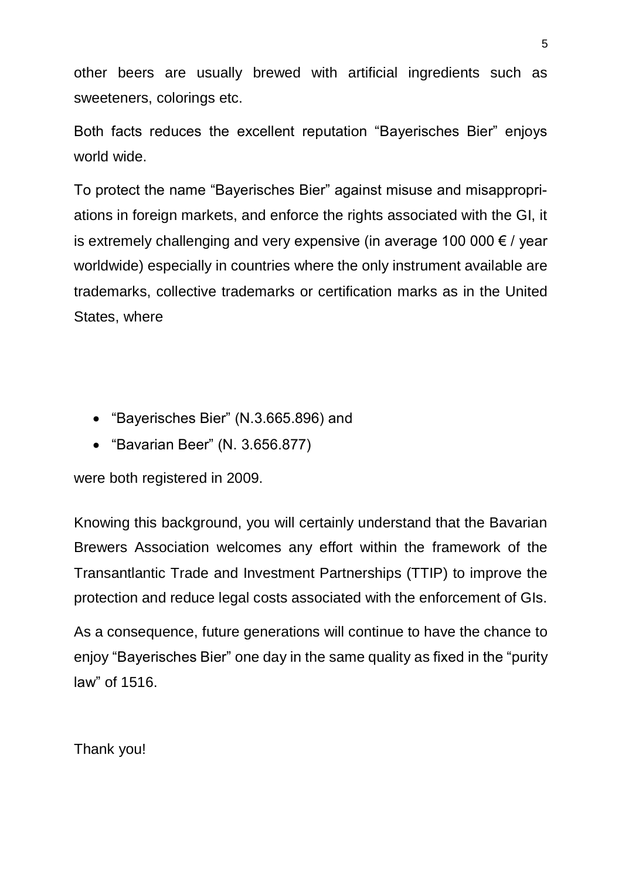other beers are usually brewed with artificial ingredients such as sweeteners, colorings etc.

Both facts reduces the excellent reputation “Bayerisches Bier” enjoys world wide.

To protect the name “Bayerisches Bier” against misuse and misappropriations in foreign markets, and enforce the rights associated with the GI, it is extremely challenging and very expensive (in average 100 000 € / year worldwide) especially in countries where the only instrument available are trademarks, collective trademarks or certification marks as in the United States, where

- “Bayerisches Bier” (N.3.665.896) and
- “Bavarian Beer” (N. 3.656.877)

were both registered in 2009.

Knowing this background, you will certainly understand that the Bavarian Brewers Association welcomes any effort within the framework of the Transantlantic Trade and Investment Partnerships (TTIP) to improve the protection and reduce legal costs associated with the enforcement of GIs.

As a consequence, future generations will continue to have the chance to enjoy “Bayerisches Bier” one day in the same quality as fixed in the “purity law” of 1516.

Thank you!